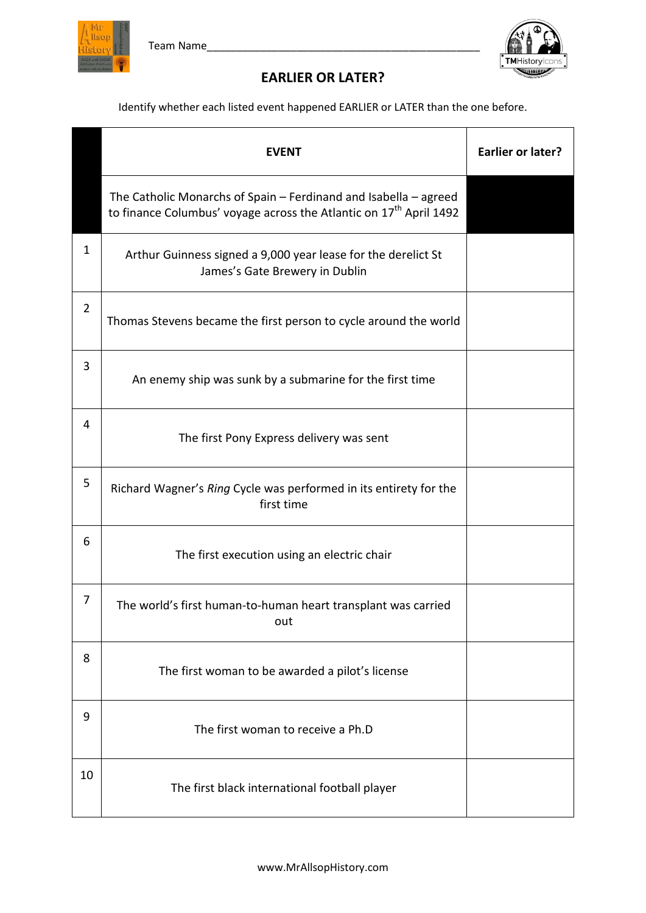Team Name\_\_\_\_\_\_\_\_\_\_\_\_\_\_\_\_\_\_\_\_\_\_\_\_\_\_\_\_\_\_\_\_\_\_\_\_\_\_\_\_\_\_\_\_\_\_\_\_

## EARLIER OR LATER?

Identify whether each listed event happened EARLIER or LATER than the one before.

| | EVENT | Earlier or later? |
|---|---|---|
| | The Catholic Monarchs of Spain – Ferdinand and Isabella – agreed to finance Columbus' voyage across the Atlantic on 17th April 1492 | |
| 1 | Arthur Guinness signed a 9,000 year lease for the derelict St James's Gate Brewery in Dublin | |
| 2 | Thomas Stevens became the first person to cycle around the world | |
| 3 | An enemy ship was sunk by a submarine for the first time | |
| 4 | The first Pony Express delivery was sent | |
| 5 | Richard Wagner's *Ring* Cycle was performed in its entirety for the first time | |
| 6 | The first execution using an electric chair | |
| 7 | The world's first human-to-human heart transplant was carried out | |
| 8 | The first woman to be awarded a pilot's license | |
| 9 | The first woman to receive a Ph.D | |
| 10 | The first black international football player | |

www.MrAllsopHistory.com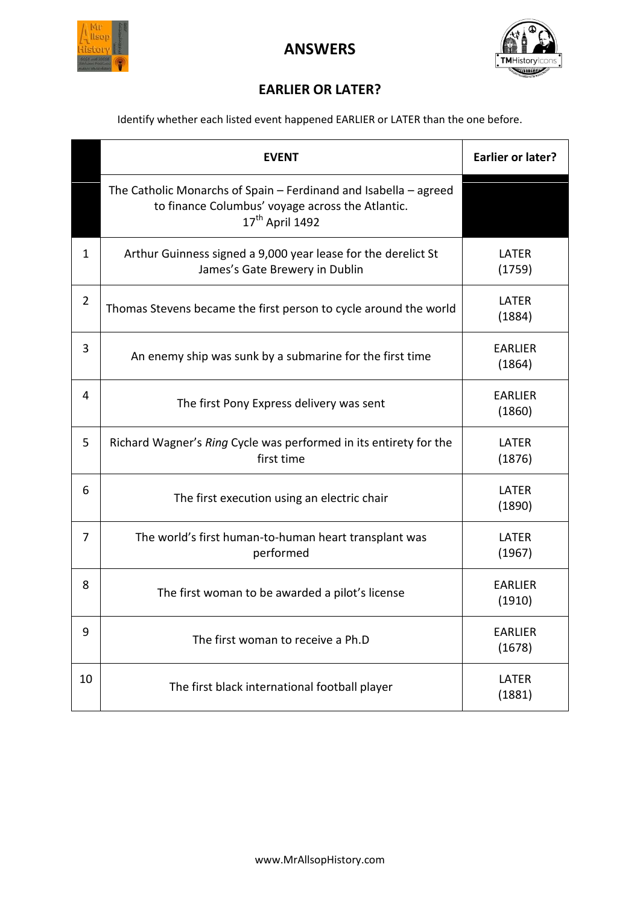# ANSWERS

## EARLIER OR LATER?

Identify whether each listed event happened EARLIER or LATER than the one before.

| | EVENT | Earlier or later? |
|---|---|---|
| | The Catholic Monarchs of Spain – Ferdinand and Isabella – agreed to finance Columbus' voyage across the Atlantic. 17th April 1492 | |
| 1 | Arthur Guinness signed a 9,000 year lease for the derelict St James's Gate Brewery in Dublin | LATER (1759) |
| 2 | Thomas Stevens became the first person to cycle around the world | LATER (1884) |
| 3 | An enemy ship was sunk by a submarine for the first time | EARLIER (1864) |
| 4 | The first Pony Express delivery was sent | EARLIER (1860) |
| 5 | Richard Wagner's *Ring* Cycle was performed in its entirety for the first time | LATER (1876) |
| 6 | The first execution using an electric chair | LATER (1890) |
| 7 | The world's first human-to-human heart transplant was performed | LATER (1967) |
| 8 | The first woman to be awarded a pilot's license | EARLIER (1910) |
| 9 | The first woman to receive a Ph.D | EARLIER (1678) |
| 10 | The first black international football player | LATER (1881) |

www.MrAllsopHistory.com